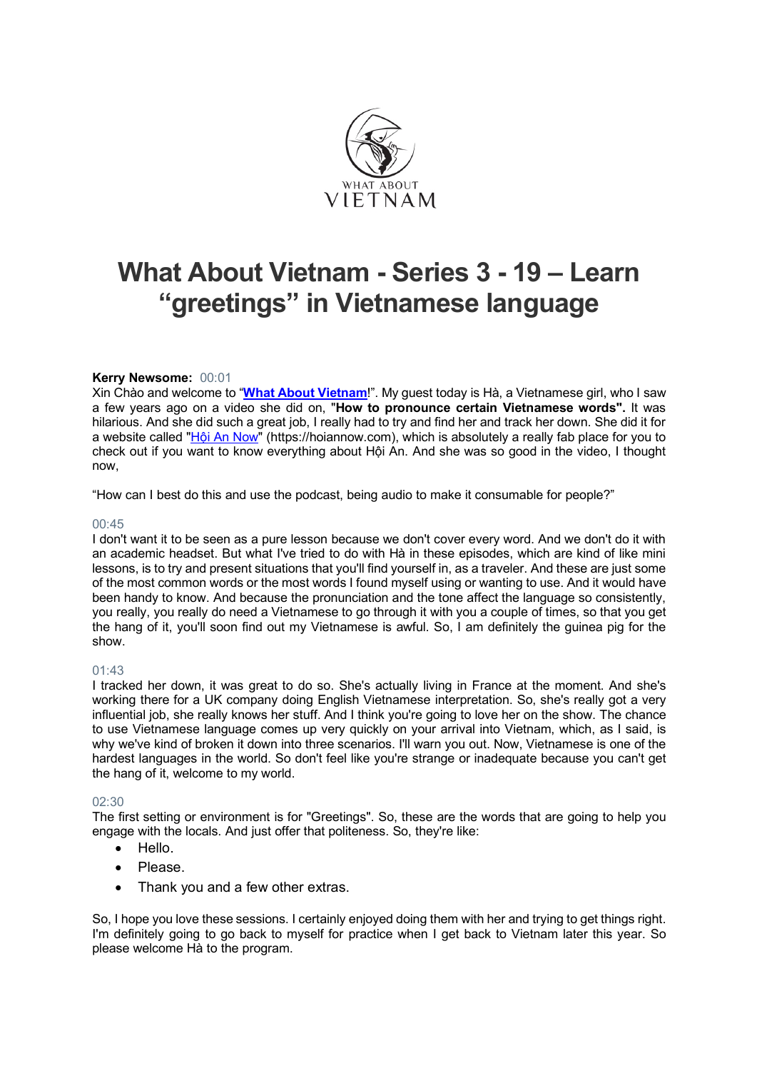# What About Vietnam - Series 3 - 19 – Learn "greetings" in Vietnamese language

**Kerry Newsome:** 00:01
Xin Chào and welcome to "**What About Vietnam**!". My guest today is Hà, a Vietnamese girl, who I saw a few years ago on a video she did on, "**How to pronounce certain Vietnamese words".** It was hilarious. And she did such a great job, I really had to try and find her and track her down. She did it for a website called "Hội An Now" (https://hoiannow.com), which is absolutely a really fab place for you to check out if you want to know everything about Hội An. And she was so good in the video, I thought now,

"How can I best do this and use the podcast, being audio to make it consumable for people?"

00:45
I don't want it to be seen as a pure lesson because we don't cover every word. And we don't do it with an academic headset. But what I've tried to do with Hà in these episodes, which are kind of like mini lessons, is to try and present situations that you'll find yourself in, as a traveler. And these are just some of the most common words or the most words I found myself using or wanting to use. And it would have been handy to know. And because the pronunciation and the tone affect the language so consistently, you really, you really do need a Vietnamese to go through it with you a couple of times, so that you get the hang of it, you'll soon find out my Vietnamese is awful. So, I am definitely the guinea pig for the show.

01:43
I tracked her down, it was great to do so. She's actually living in France at the moment. And she's working there for a UK company doing English Vietnamese interpretation. So, she's really got a very influential job, she really knows her stuff. And I think you're going to love her on the show. The chance to use Vietnamese language comes up very quickly on your arrival into Vietnam, which, as I said, is why we've kind of broken it down into three scenarios. I'll warn you out. Now, Vietnamese is one of the hardest languages in the world. So don't feel like you're strange or inadequate because you can't get the hang of it, welcome to my world.

02:30
The first setting or environment is for "Greetings". So, these are the words that are going to help you engage with the locals. And just offer that politeness. So, they're like:

- Hello.
- Please.
- Thank you and a few other extras.

So, I hope you love these sessions. I certainly enjoyed doing them with her and trying to get things right. I'm definitely going to go back to myself for practice when I get back to Vietnam later this year. So please welcome Hà to the program.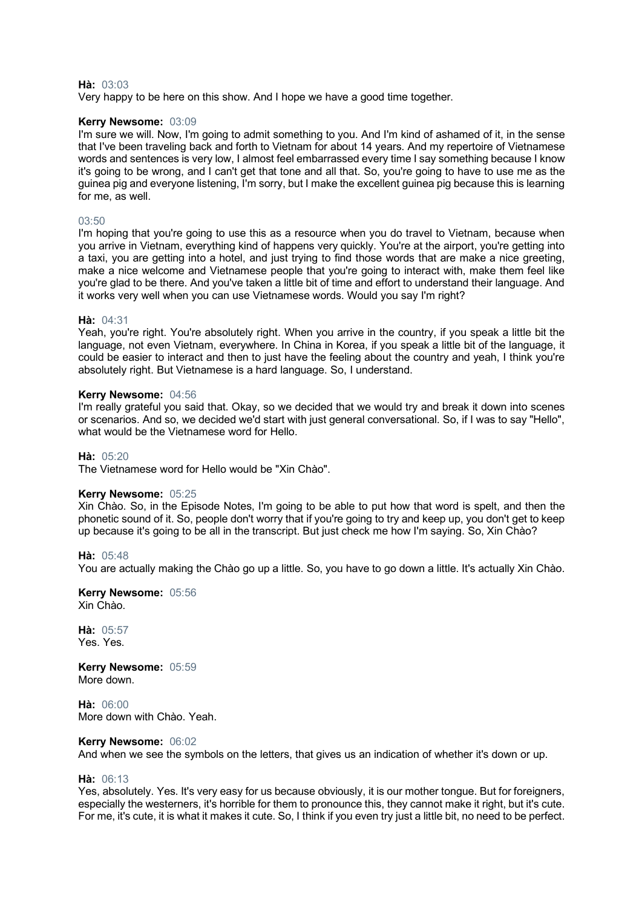**Hà:** 03:03
Very happy to be here on this show. And I hope we have a good time together.

**Kerry Newsome:** 03:09
I'm sure we will. Now, I'm going to admit something to you. And I'm kind of ashamed of it, in the sense that I've been traveling back and forth to Vietnam for about 14 years. And my repertoire of Vietnamese words and sentences is very low, I almost feel embarrassed every time I say something because I know it's going to be wrong, and I can't get that tone and all that. So, you're going to have to use me as the guinea pig and everyone listening, I'm sorry, but I make the excellent guinea pig because this is learning for me, as well.

03:50
I'm hoping that you're going to use this as a resource when you do travel to Vietnam, because when you arrive in Vietnam, everything kind of happens very quickly. You're at the airport, you're getting into a taxi, you are getting into a hotel, and just trying to find those words that are make a nice greeting, make a nice welcome and Vietnamese people that you're going to interact with, make them feel like you're glad to be there. And you've taken a little bit of time and effort to understand their language. And it works very well when you can use Vietnamese words. Would you say I'm right?

**Hà:** 04:31
Yeah, you're right. You're absolutely right. When you arrive in the country, if you speak a little bit the language, not even Vietnam, everywhere. In China in Korea, if you speak a little bit of the language, it could be easier to interact and then to just have the feeling about the country and yeah, I think you're absolutely right. But Vietnamese is a hard language. So, I understand.

**Kerry Newsome:** 04:56
I'm really grateful you said that. Okay, so we decided that we would try and break it down into scenes or scenarios. And so, we decided we'd start with just general conversational. So, if I was to say "Hello", what would be the Vietnamese word for Hello.

**Hà:** 05:20
The Vietnamese word for Hello would be "Xin Chào".

**Kerry Newsome:** 05:25
Xin Chào. So, in the Episode Notes, I'm going to be able to put how that word is spelt, and then the phonetic sound of it. So, people don't worry that if you're going to try and keep up, you don't get to keep up because it's going to be all in the transcript. But just check me how I'm saying. So, Xin Chào?

**Hà:** 05:48
You are actually making the Chào go up a little. So, you have to go down a little. It's actually Xin Chào.

**Kerry Newsome:** 05:56
Xin Chào.

**Hà:** 05:57
Yes. Yes.

**Kerry Newsome:** 05:59
More down.

**Hà:** 06:00
More down with Chào. Yeah.

**Kerry Newsome:** 06:02
And when we see the symbols on the letters, that gives us an indication of whether it's down or up.

**Hà:** 06:13
Yes, absolutely. Yes. It's very easy for us because obviously, it is our mother tongue. But for foreigners, especially the westerners, it's horrible for them to pronounce this, they cannot make it right, but it's cute. For me, it's cute, it is what it makes it cute. So, I think if you even try just a little bit, no need to be perfect.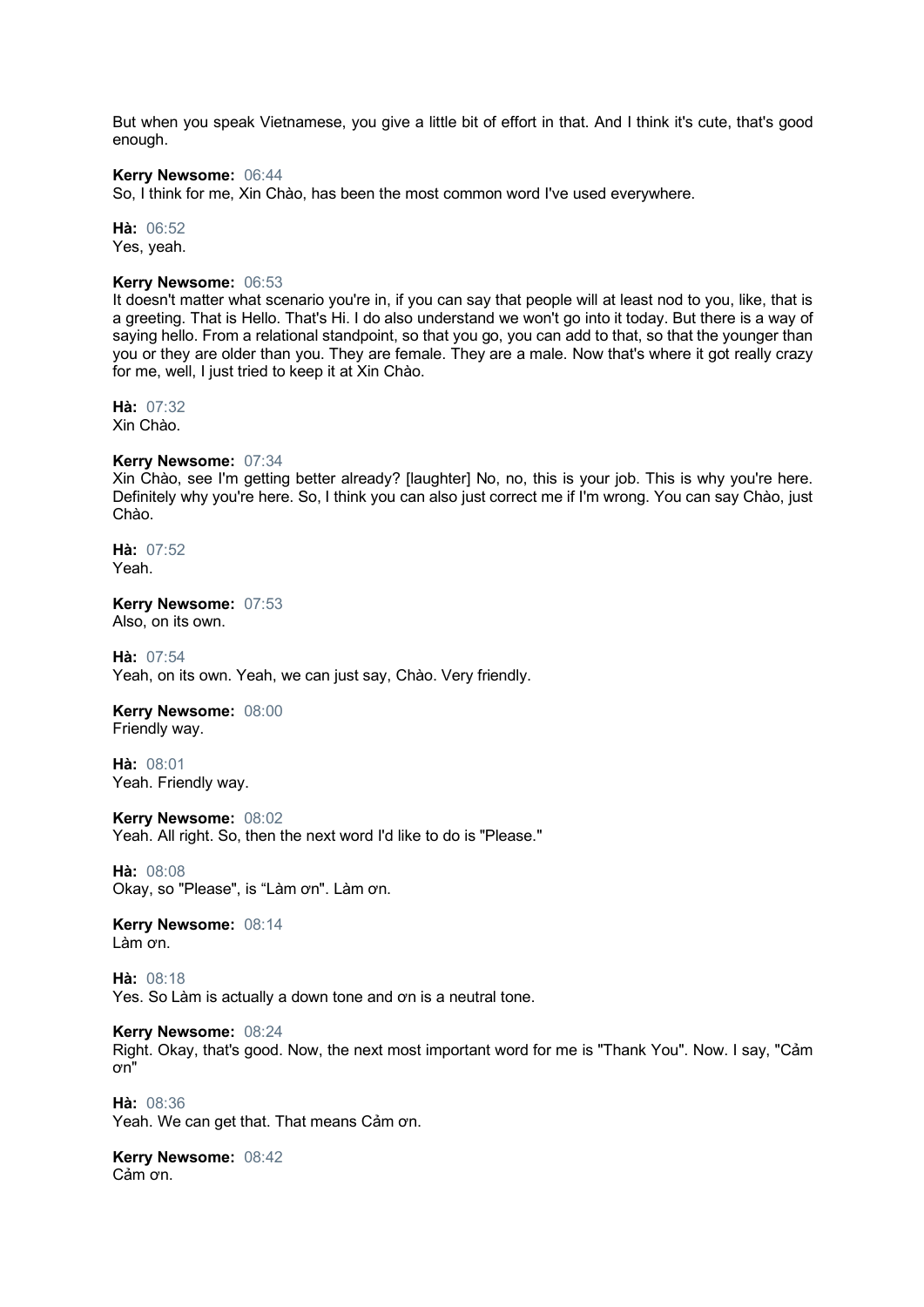But when you speak Vietnamese, you give a little bit of effort in that. And I think it's cute, that's good enough.

**Kerry Newsome:** 06:44
So, I think for me, Xin Chào, has been the most common word I've used everywhere.

**Hà:** 06:52
Yes, yeah.

**Kerry Newsome:** 06:53
It doesn't matter what scenario you're in, if you can say that people will at least nod to you, like, that is a greeting. That is Hello. That's Hi. I do also understand we won't go into it today. But there is a way of saying hello. From a relational standpoint, so that you go, you can add to that, so that the younger than you or they are older than you. They are female. They are a male. Now that's where it got really crazy for me, well, I just tried to keep it at Xin Chào.

**Hà:** 07:32
Xin Chào.

**Kerry Newsome:** 07:34
Xin Chào, see I'm getting better already? [laughter] No, no, this is your job. This is why you're here. Definitely why you're here. So, I think you can also just correct me if I'm wrong. You can say Chào, just Chào.

**Hà:** 07:52
Yeah.

**Kerry Newsome:** 07:53
Also, on its own.

**Hà:** 07:54
Yeah, on its own. Yeah, we can just say, Chào. Very friendly.

**Kerry Newsome:** 08:00
Friendly way.

**Hà:** 08:01
Yeah. Friendly way.

**Kerry Newsome:** 08:02
Yeah. All right. So, then the next word I'd like to do is "Please."

**Hà:** 08:08
Okay, so "Please", is "Làm ơn". Làm ơn.

**Kerry Newsome:** 08:14
Làm ơn.

**Hà:** 08:18
Yes. So Làm is actually a down tone and ơn is a neutral tone.

**Kerry Newsome:** 08:24
Right. Okay, that's good. Now, the next most important word for me is "Thank You". Now. I say, "Cảm ơn"

**Hà:** 08:36
Yeah. We can get that. That means Cảm ơn.

**Kerry Newsome:** 08:42
Cảm ơn.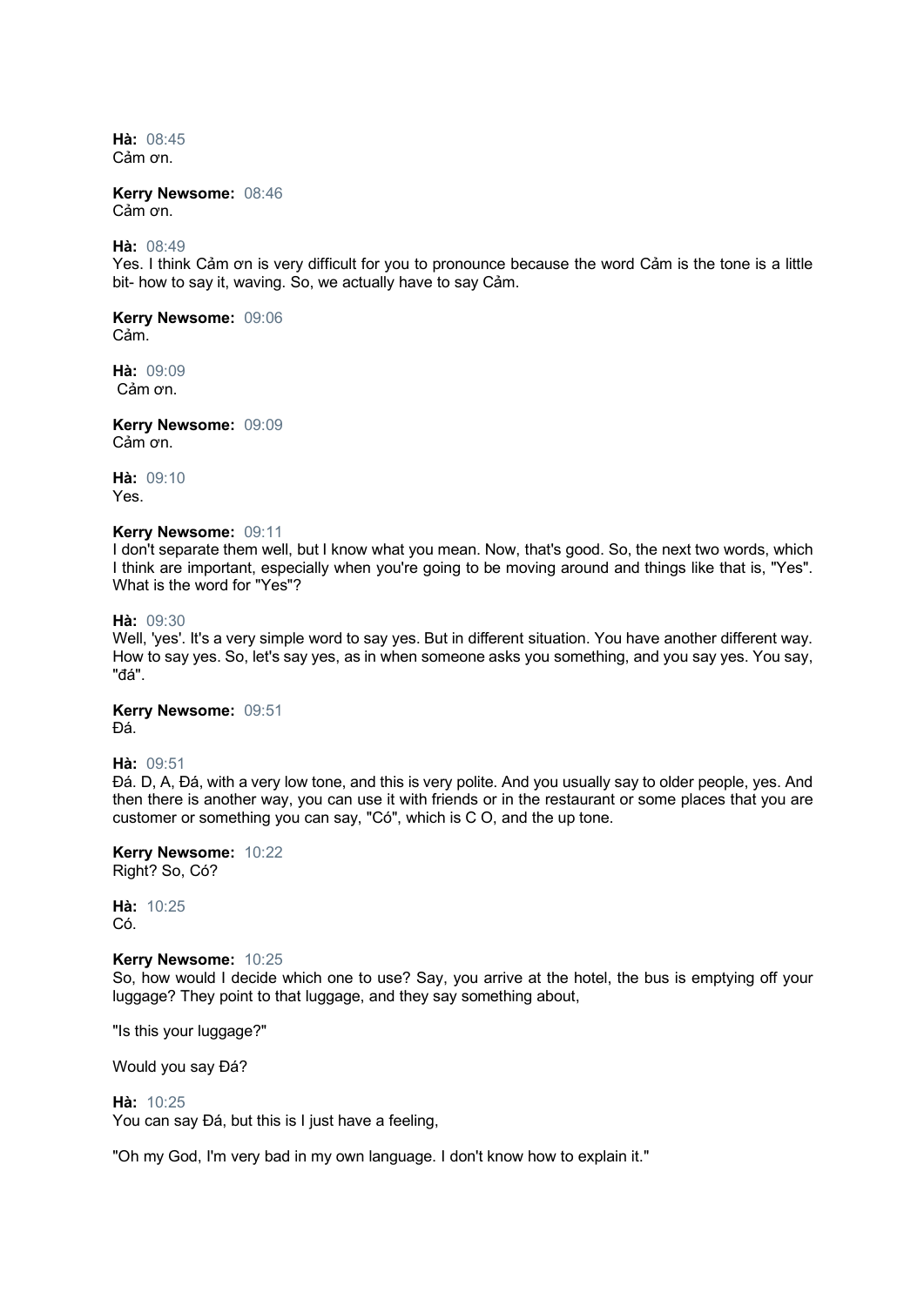**Hà:** 08:45
Cảm ơn.

**Kerry Newsome:** 08:46
Cảm ơn.

**Hà:** 08:49
Yes. I think Cảm ơn is very difficult for you to pronounce because the word Cảm is the tone is a little bit- how to say it, waving. So, we actually have to say Cảm.

**Kerry Newsome:** 09:06
Cảm.

**Hà:** 09:09
Cảm ơn.

**Kerry Newsome:** 09:09
Cảm ơn.

**Hà:** 09:10
Yes.

**Kerry Newsome:** 09:11
I don't separate them well, but I know what you mean. Now, that's good. So, the next two words, which I think are important, especially when you're going to be moving around and things like that is, "Yes". What is the word for "Yes"?

**Hà:** 09:30
Well, 'yes'. It's a very simple word to say yes. But in different situation. You have another different way. How to say yes. So, let's say yes, as in when someone asks you something, and you say yes. You say, "đá".

**Kerry Newsome:** 09:51
Đá.

**Hà:** 09:51
Đá. D, A, Đá, with a very low tone, and this is very polite. And you usually say to older people, yes. And then there is another way, you can use it with friends or in the restaurant or some places that you are customer or something you can say, "Có", which is C O, and the up tone.

**Kerry Newsome:** 10:22
Right? So, Có?

**Hà:** 10:25
Có.

**Kerry Newsome:** 10:25
So, how would I decide which one to use? Say, you arrive at the hotel, the bus is emptying off your luggage? They point to that luggage, and they say something about,

"Is this your luggage?"

Would you say Đá?

**Hà:** 10:25
You can say Đá, but this is I just have a feeling,

"Oh my God, I'm very bad in my own language. I don't know how to explain it."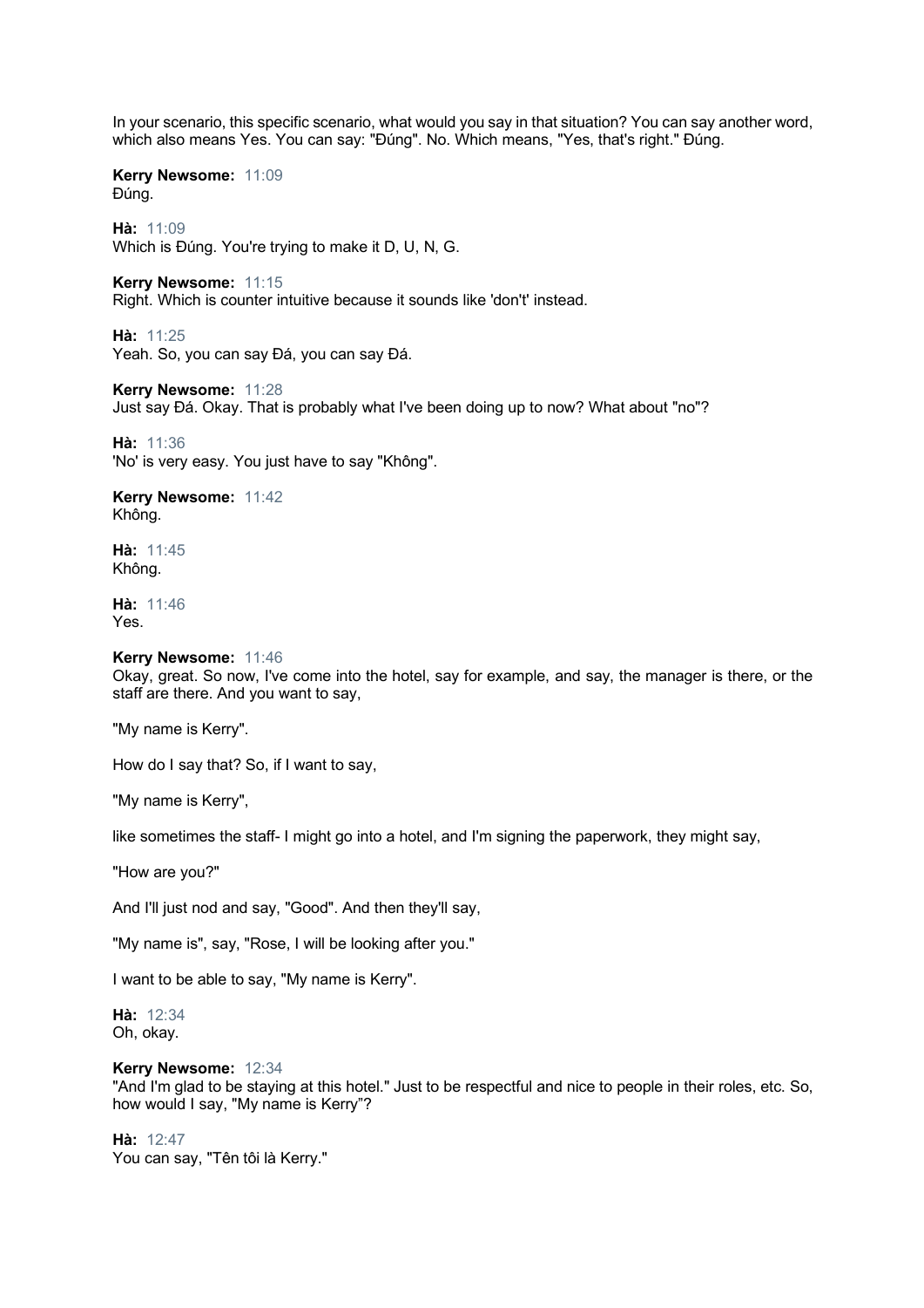In your scenario, this specific scenario, what would you say in that situation? You can say another word, which also means Yes. You can say: "Đúng". No. Which means, "Yes, that's right." Đúng.

**Kerry Newsome:** 11:09
Đúng.

**Hà:** 11:09
Which is Đúng. You're trying to make it D, U, N, G.

**Kerry Newsome:** 11:15
Right. Which is counter intuitive because it sounds like 'don't' instead.

**Hà:** 11:25
Yeah. So, you can say Đá, you can say Đá.

**Kerry Newsome:** 11:28
Just say Đá. Okay. That is probably what I've been doing up to now? What about "no"?

**Hà:** 11:36
'No' is very easy. You just have to say "Không".

**Kerry Newsome:** 11:42
Không.

**Hà:** 11:45
Không.

**Hà:** 11:46
Yes.

**Kerry Newsome:** 11:46
Okay, great. So now, I've come into the hotel, say for example, and say, the manager is there, or the staff are there. And you want to say,

"My name is Kerry".

How do I say that? So, if I want to say,

"My name is Kerry",

like sometimes the staff- I might go into a hotel, and I'm signing the paperwork, they might say,

"How are you?"

And I'll just nod and say, "Good". And then they'll say,

"My name is", say, "Rose, I will be looking after you."

I want to be able to say, "My name is Kerry".

**Hà:** 12:34
Oh, okay.

**Kerry Newsome:** 12:34
"And I'm glad to be staying at this hotel." Just to be respectful and nice to people in their roles, etc. So, how would I say, "My name is Kerry"?

**Hà:** 12:47
You can say, "Tên tôi là Kerry."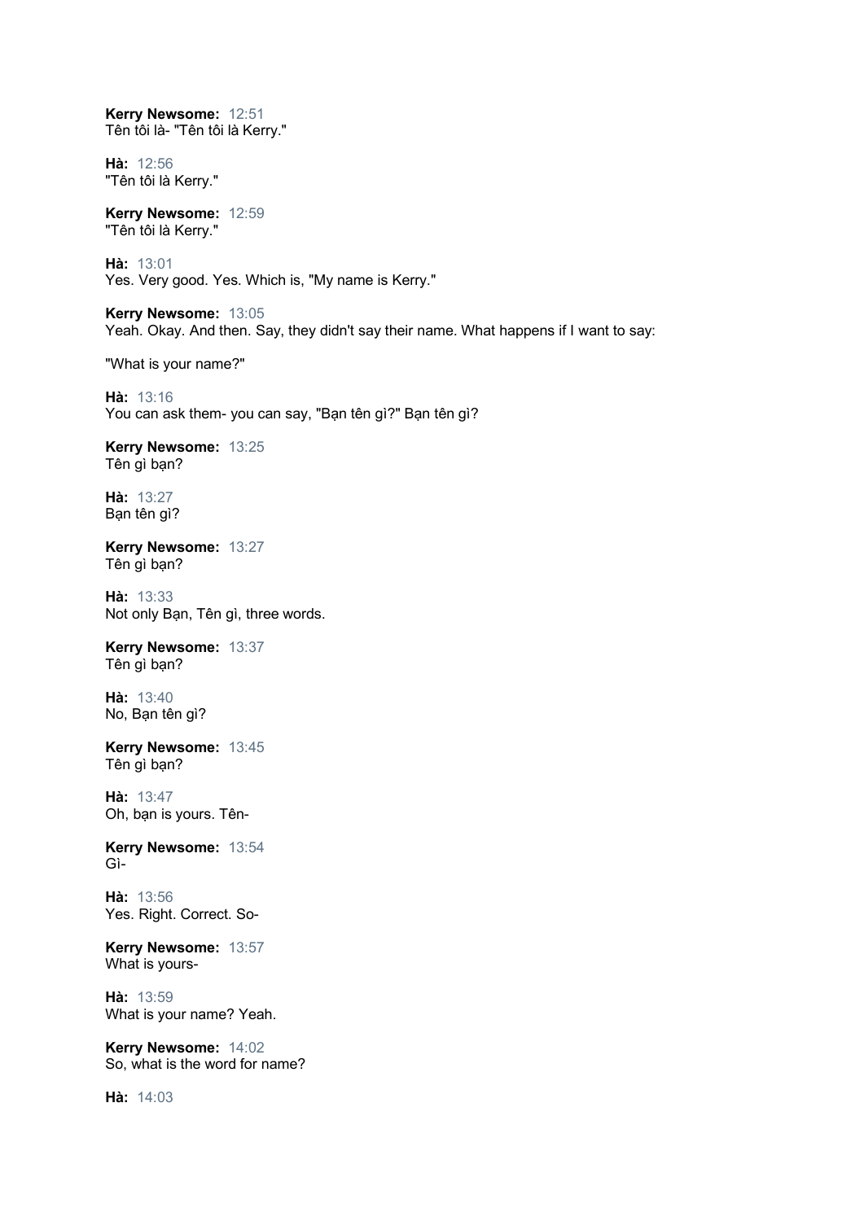**Kerry Newsome:** 12:51
Tên tôi là- "Tên tôi là Kerry."

**Hà:** 12:56
"Tên tôi là Kerry."

**Kerry Newsome:** 12:59
"Tên tôi là Kerry."

**Hà:** 13:01
Yes. Very good. Yes. Which is, "My name is Kerry."

**Kerry Newsome:** 13:05
Yeah. Okay. And then. Say, they didn't say their name. What happens if I want to say:

"What is your name?"

**Hà:** 13:16
You can ask them- you can say, "Bạn tên gì?" Bạn tên gì?

**Kerry Newsome:** 13:25
Tên gì bạn?

**Hà:** 13:27
Bạn tên gì?

**Kerry Newsome:** 13:27
Tên gì bạn?

**Hà:** 13:33
Not only Bạn, Tên gì, three words.

**Kerry Newsome:** 13:37
Tên gì bạn?

**Hà:** 13:40
No, Bạn tên gì?

**Kerry Newsome:** 13:45
Tên gì bạn?

**Hà:** 13:47
Oh, bạn is yours. Tên-

**Kerry Newsome:** 13:54
Gì-

**Hà:** 13:56
Yes. Right. Correct. So-

**Kerry Newsome:** 13:57
What is yours-

**Hà:** 13:59
What is your name? Yeah.

**Kerry Newsome:** 14:02
So, what is the word for name?

**Hà:** 14:03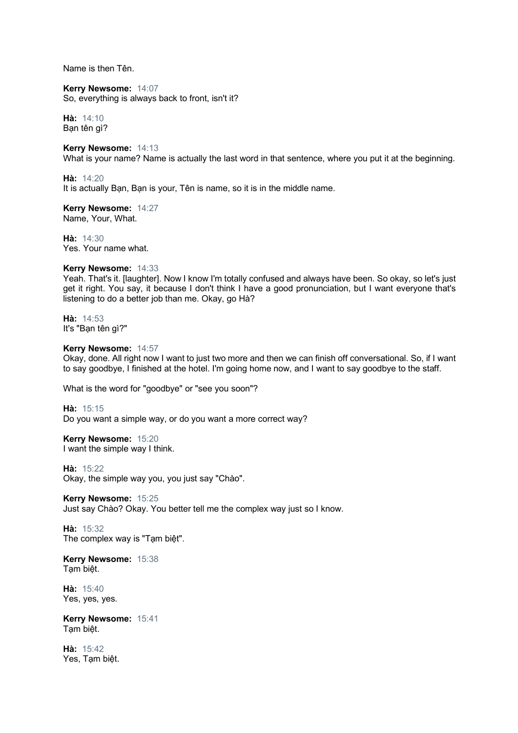Name is then Tên.

**Kerry Newsome:** 14:07
So, everything is always back to front, isn't it?

**Hà:** 14:10
Bạn tên gì?

**Kerry Newsome:** 14:13
What is your name? Name is actually the last word in that sentence, where you put it at the beginning.

**Hà:** 14:20
It is actually Bạn, Bạn is your, Tên is name, so it is in the middle name.

**Kerry Newsome:** 14:27
Name, Your, What.

**Hà:** 14:30
Yes. Your name what.

**Kerry Newsome:** 14:33
Yeah. That's it. [laughter]. Now I know I'm totally confused and always have been. So okay, so let's just get it right. You say, it because I don't think I have a good pronunciation, but I want everyone that's listening to do a better job than me. Okay, go Hà?

**Hà:** 14:53
It's "Bạn tên gì?"

**Kerry Newsome:** 14:57
Okay, done. All right now I want to just two more and then we can finish off conversational. So, if I want to say goodbye, I finished at the hotel. I'm going home now, and I want to say goodbye to the staff.

What is the word for "goodbye" or "see you soon"?

**Hà:** 15:15
Do you want a simple way, or do you want a more correct way?

**Kerry Newsome:** 15:20
I want the simple way I think.

**Hà:** 15:22
Okay, the simple way you, you just say "Chào".

**Kerry Newsome:** 15:25
Just say Chào? Okay. You better tell me the complex way just so I know.

**Hà:** 15:32
The complex way is "Tạm biệt".

**Kerry Newsome:** 15:38
Tạm biệt.

**Hà:** 15:40
Yes, yes, yes.

**Kerry Newsome:** 15:41
Tạm biệt.

**Hà:** 15:42
Yes, Tạm biệt.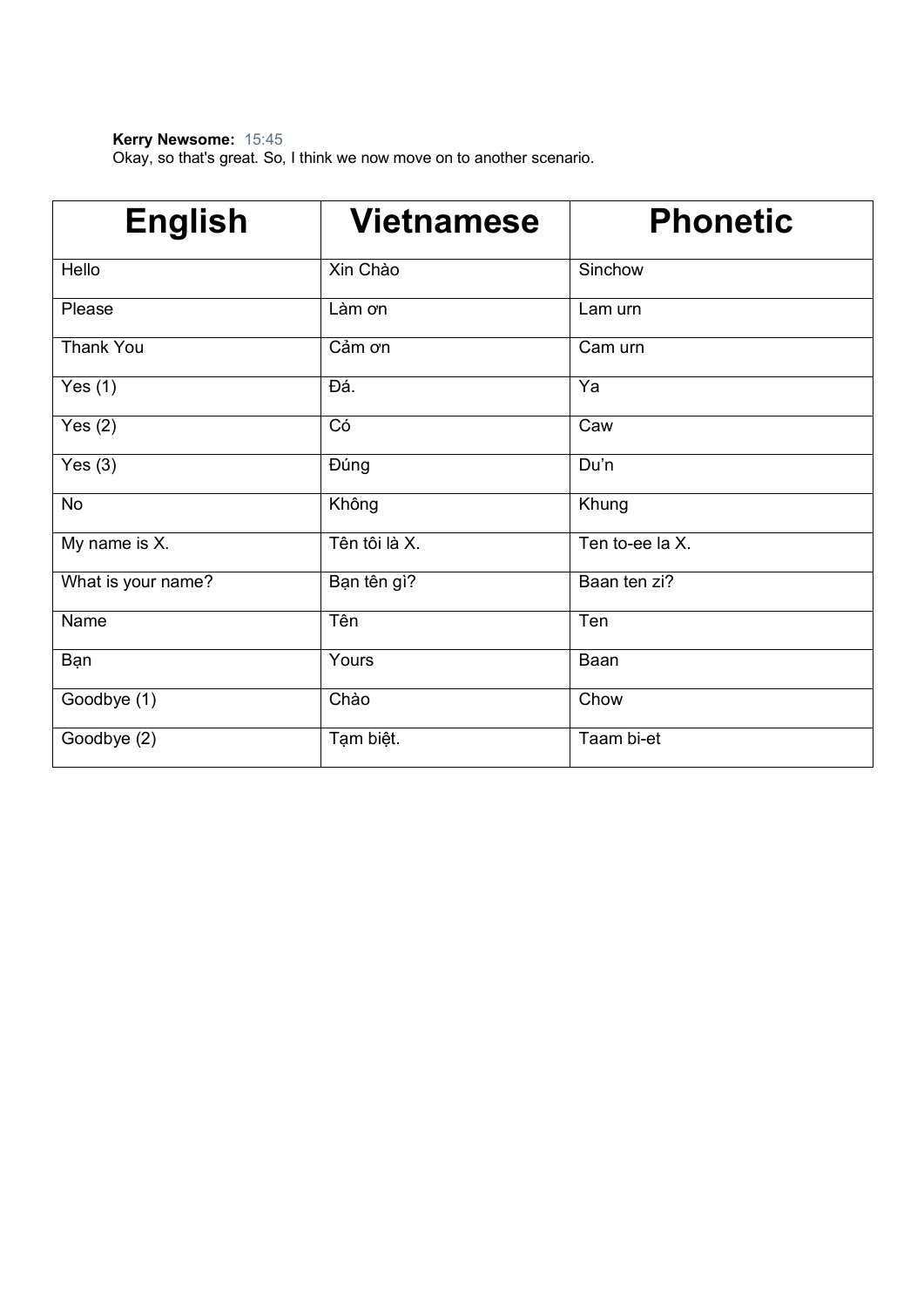**Kerry Newsome:** 15:45
Okay, so that's great. So, I think we now move on to another scenario.

| English | Vietnamese | Phonetic |
|---|---|---|
| Hello | Xin Chào | Sinchow |
| Please | Làm ơn | Lam urn |
| Thank You | Cảm ơn | Cam urn |
| Yes (1) | Đá. | Ya |
| Yes (2) | Có | Caw |
| Yes (3) | Đúng | Du'n |
| No | Không | Khung |
| My name is X. | Tên tôi là X. | Ten to-ee la X. |
| What is your name? | Bạn tên gì? | Baan ten zi? |
| Name | Tên | Ten |
| Bạn | Yours | Baan |
| Goodbye (1) | Chào | Chow |
| Goodbye (2) | Tạm biệt. | Taam bi-et |